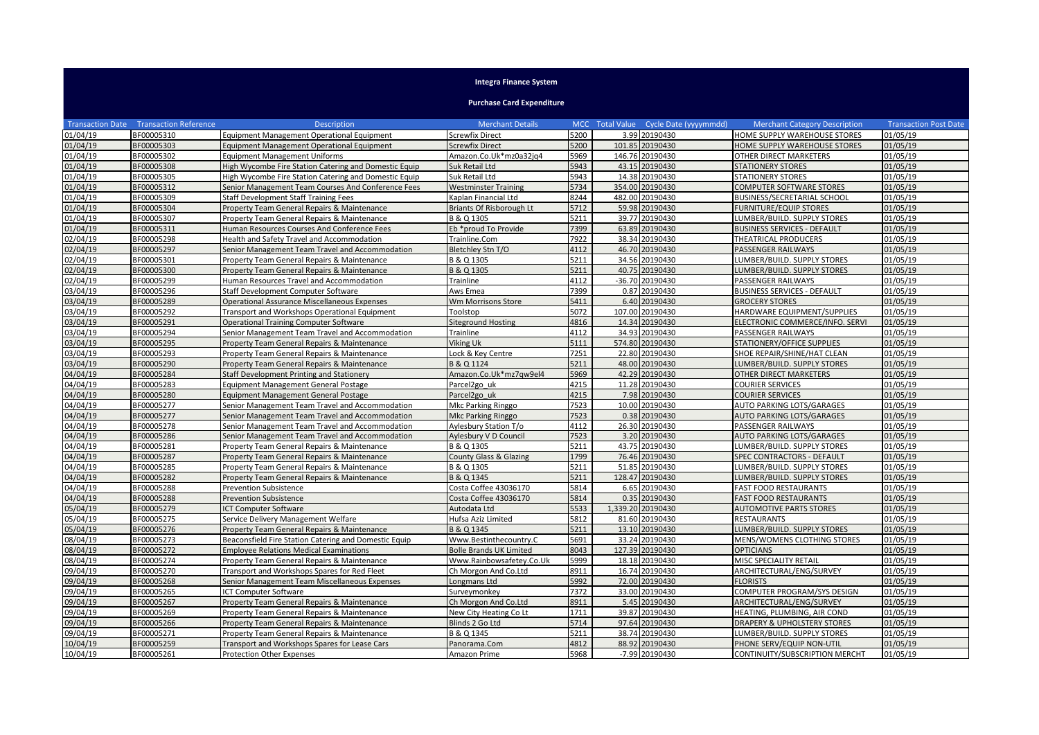# Integra Finance System

## Purchase Card Expenditure

| Transaction Date | Transaction Reference | Description | Merchant Details | MCC | Total Value | Cycle Date (yyyymmdd) | Merchant Category Description | Transaction Post Date |
|---|---|---|---|---|---|---|---|---|
| 01/04/19 | BF00005310 | Equipment Management Operational Equipment | Screwfix Direct | 5200 | 3.99 | 20190430 | HOME SUPPLY WAREHOUSE STORES | 01/05/19 |
| 01/04/19 | BF00005303 | Equipment Management Operational Equipment | Screwfix Direct | 5200 | 101.85 | 20190430 | HOME SUPPLY WAREHOUSE STORES | 01/05/19 |
| 01/04/19 | BF00005302 | Equipment Management Uniforms | Amazon.Co.Uk*mz0a32jq4 | 5969 | 146.76 | 20190430 | OTHER DIRECT MARKETERS | 01/05/19 |
| 01/04/19 | BF00005308 | High Wycombe Fire Station Catering and Domestic Equip | Suk Retail Ltd | 5943 | 43.15 | 20190430 | STATIONERY STORES | 01/05/19 |
| 01/04/19 | BF00005305 | High Wycombe Fire Station Catering and Domestic Equip | Suk Retail Ltd | 5943 | 14.38 | 20190430 | STATIONERY STORES | 01/05/19 |
| 01/04/19 | BF00005312 | Senior Management Team Courses And Conference Fees | Westminster Training | 5734 | 354.00 | 20190430 | COMPUTER SOFTWARE STORES | 01/05/19 |
| 01/04/19 | BF00005309 | Staff Development Staff Training Fees | Kaplan Financial Ltd | 8244 | 482.00 | 20190430 | BUSINESS/SECRETARIAL SCHOOL | 01/05/19 |
| 01/04/19 | BF00005304 | Property Team General Repairs & Maintenance | Briants Of Risborough Lt | 5712 | 59.98 | 20190430 | FURNITURE/EQUIP STORES | 01/05/19 |
| 01/04/19 | BF00005307 | Property Team General Repairs & Maintenance | B & Q 1305 | 5211 | 39.77 | 20190430 | LUMBER/BUILD. SUPPLY STORES | 01/05/19 |
| 01/04/19 | BF00005311 | Human Resources Courses And Conference Fees | Eb *proud To Provide | 7399 | 63.89 | 20190430 | BUSINESS SERVICES - DEFAULT | 01/05/19 |
| 02/04/19 | BF00005298 | Health and Safety Travel and Accommodation | Trainline.Com | 7922 | 38.34 | 20190430 | THEATRICAL PRODUCERS | 01/05/19 |
| 02/04/19 | BF00005297 | Senior Management Team Travel and Accommodation | Bletchley Stn T/O | 4112 | 46.70 | 20190430 | PASSENGER RAILWAYS | 01/05/19 |
| 02/04/19 | BF00005301 | Property Team General Repairs & Maintenance | B & Q 1305 | 5211 | 34.56 | 20190430 | LUMBER/BUILD. SUPPLY STORES | 01/05/19 |
| 02/04/19 | BF00005300 | Property Team General Repairs & Maintenance | B & Q 1305 | 5211 | 40.75 | 20190430 | LUMBER/BUILD. SUPPLY STORES | 01/05/19 |
| 02/04/19 | BF00005299 | Human Resources Travel and Accommodation | Trainline | 4112 | -36.70 | 20190430 | PASSENGER RAILWAYS | 01/05/19 |
| 03/04/19 | BF00005296 | Staff Development Computer Software | Aws Emea | 7399 | 0.87 | 20190430 | BUSINESS SERVICES - DEFAULT | 01/05/19 |
| 03/04/19 | BF00005289 | Operational Assurance Miscellaneous Expenses | Wm Morrisons Store | 5411 | 6.40 | 20190430 | GROCERY STORES | 01/05/19 |
| 03/04/19 | BF00005292 | Transport and Workshops Operational Equipment | Toolstop | 5072 | 107.00 | 20190430 | HARDWARE EQUIPMENT/SUPPLIES | 01/05/19 |
| 03/04/19 | BF00005291 | Operational Training Computer Software | Siteground Hosting | 4816 | 14.34 | 20190430 | ELECTRONIC COMMERCE/INFO. SERVI | 01/05/19 |
| 03/04/19 | BF00005294 | Senior Management Team Travel and Accommodation | Trainline | 4112 | 34.93 | 20190430 | PASSENGER RAILWAYS | 01/05/19 |
| 03/04/19 | BF00005295 | Property Team General Repairs & Maintenance | Viking Uk | 5111 | 574.80 | 20190430 | STATIONERY/OFFICE SUPPLIES | 01/05/19 |
| 03/04/19 | BF00005293 | Property Team General Repairs & Maintenance | Lock & Key Centre | 7251 | 22.80 | 20190430 | SHOE REPAIR/SHINE/HAT CLEAN | 01/05/19 |
| 03/04/19 | BF00005290 | Property Team General Repairs & Maintenance | B & Q 1124 | 5211 | 48.00 | 20190430 | LUMBER/BUILD. SUPPLY STORES | 01/05/19 |
| 04/04/19 | BF00005284 | Staff Development Printing and Stationery | Amazon.Co.Uk*mz7qw9el4 | 5969 | 42.29 | 20190430 | OTHER DIRECT MARKETERS | 01/05/19 |
| 04/04/19 | BF00005283 | Equipment Management General Postage | Parcel2go_uk | 4215 | 11.28 | 20190430 | COURIER SERVICES | 01/05/19 |
| 04/04/19 | BF00005280 | Equipment Management General Postage | Parcel2go_uk | 4215 | 7.98 | 20190430 | COURIER SERVICES | 01/05/19 |
| 04/04/19 | BF00005277 | Senior Management Team Travel and Accommodation | Mkc Parking Ringgo | 7523 | 10.00 | 20190430 | AUTO PARKING LOTS/GARAGES | 01/05/19 |
| 04/04/19 | BF00005277 | Senior Management Team Travel and Accommodation | Mkc Parking Ringgo | 7523 | 0.38 | 20190430 | AUTO PARKING LOTS/GARAGES | 01/05/19 |
| 04/04/19 | BF00005278 | Senior Management Team Travel and Accommodation | Aylesbury Station T/o | 4112 | 26.30 | 20190430 | PASSENGER RAILWAYS | 01/05/19 |
| 04/04/19 | BF00005286 | Senior Management Team Travel and Accommodation | Aylesbury V D Council | 7523 | 3.20 | 20190430 | AUTO PARKING LOTS/GARAGES | 01/05/19 |
| 04/04/19 | BF00005281 | Property Team General Repairs & Maintenance | B & Q 1305 | 5211 | 43.75 | 20190430 | LUMBER/BUILD. SUPPLY STORES | 01/05/19 |
| 04/04/19 | BF00005287 | Property Team General Repairs & Maintenance | County Glass & Glazing | 1799 | 76.46 | 20190430 | SPEC CONTRACTORS - DEFAULT | 01/05/19 |
| 04/04/19 | BF00005285 | Property Team General Repairs & Maintenance | B & Q 1305 | 5211 | 51.85 | 20190430 | LUMBER/BUILD. SUPPLY STORES | 01/05/19 |
| 04/04/19 | BF00005282 | Property Team General Repairs & Maintenance | B & Q 1345 | 5211 | 128.47 | 20190430 | LUMBER/BUILD. SUPPLY STORES | 01/05/19 |
| 04/04/19 | BF00005288 | Prevention Subsistence | Costa Coffee 43036170 | 5814 | 6.65 | 20190430 | FAST FOOD RESTAURANTS | 01/05/19 |
| 04/04/19 | BF00005288 | Prevention Subsistence | Costa Coffee 43036170 | 5814 | 0.35 | 20190430 | FAST FOOD RESTAURANTS | 01/05/19 |
| 05/04/19 | BF00005279 | ICT Computer Software | Autodata Ltd | 5533 | 1,339.20 | 20190430 | AUTOMOTIVE PARTS STORES | 01/05/19 |
| 05/04/19 | BF00005275 | Service Delivery Management Welfare | Hufsa Aziz Limited | 5812 | 81.60 | 20190430 | RESTAURANTS | 01/05/19 |
| 05/04/19 | BF00005276 | Property Team General Repairs & Maintenance | B & Q 1345 | 5211 | 13.10 | 20190430 | LUMBER/BUILD. SUPPLY STORES | 01/05/19 |
| 08/04/19 | BF00005273 | Beaconsfield Fire Station Catering and Domestic Equip | Www.Bestinthecountry.C | 5691 | 33.24 | 20190430 | MENS/WOMENS CLOTHING STORES | 01/05/19 |
| 08/04/19 | BF00005272 | Employee Relations Medical Examinations | Bolle Brands UK Limited | 8043 | 127.39 | 20190430 | OPTICIANS | 01/05/19 |
| 08/04/19 | BF00005274 | Property Team General Repairs & Maintenance | Www.Rainbowsafetey.Co.Uk | 5999 | 18.18 | 20190430 | MISC SPECIALITY RETAIL | 01/05/19 |
| 09/04/19 | BF00005270 | Transport and Workshops Spares for Red Fleet | Ch Morgon And Co.Ltd | 8911 | 16.74 | 20190430 | ARCHITECTURAL/ENG/SURVEY | 01/05/19 |
| 09/04/19 | BF00005268 | Senior Management Team Miscellaneous Expenses | Longmans Ltd | 5992 | 72.00 | 20190430 | FLORISTS | 01/05/19 |
| 09/04/19 | BF00005265 | ICT Computer Software | Surveymonkey | 7372 | 33.00 | 20190430 | COMPUTER PROGRAM/SYS DESIGN | 01/05/19 |
| 09/04/19 | BF00005267 | Property Team General Repairs & Maintenance | Ch Morgon And Co.Ltd | 8911 | 5.45 | 20190430 | ARCHITECTURAL/ENG/SURVEY | 01/05/19 |
| 09/04/19 | BF00005269 | Property Team General Repairs & Maintenance | New City Heating Co Lt | 1711 | 39.87 | 20190430 | HEATING, PLUMBING, AIR COND | 01/05/19 |
| 09/04/19 | BF00005266 | Property Team General Repairs & Maintenance | Blinds 2 Go Ltd | 5714 | 97.64 | 20190430 | DRAPERY & UPHOLSTERY STORES | 01/05/19 |
| 09/04/19 | BF00005271 | Property Team General Repairs & Maintenance | B & Q 1345 | 5211 | 38.74 | 20190430 | LUMBER/BUILD. SUPPLY STORES | 01/05/19 |
| 10/04/19 | BF00005259 | Transport and Workshops Spares for Lease Cars | Panorama.Com | 4812 | 88.92 | 20190430 | PHONE SERV/EQUIP NON-UTIL | 01/05/19 |
| 10/04/19 | BF00005261 | Protection Other Expenses | Amazon Prime | 5968 | -7.99 | 20190430 | CONTINUITY/SUBSCRIPTION MERCHT | 01/05/19 |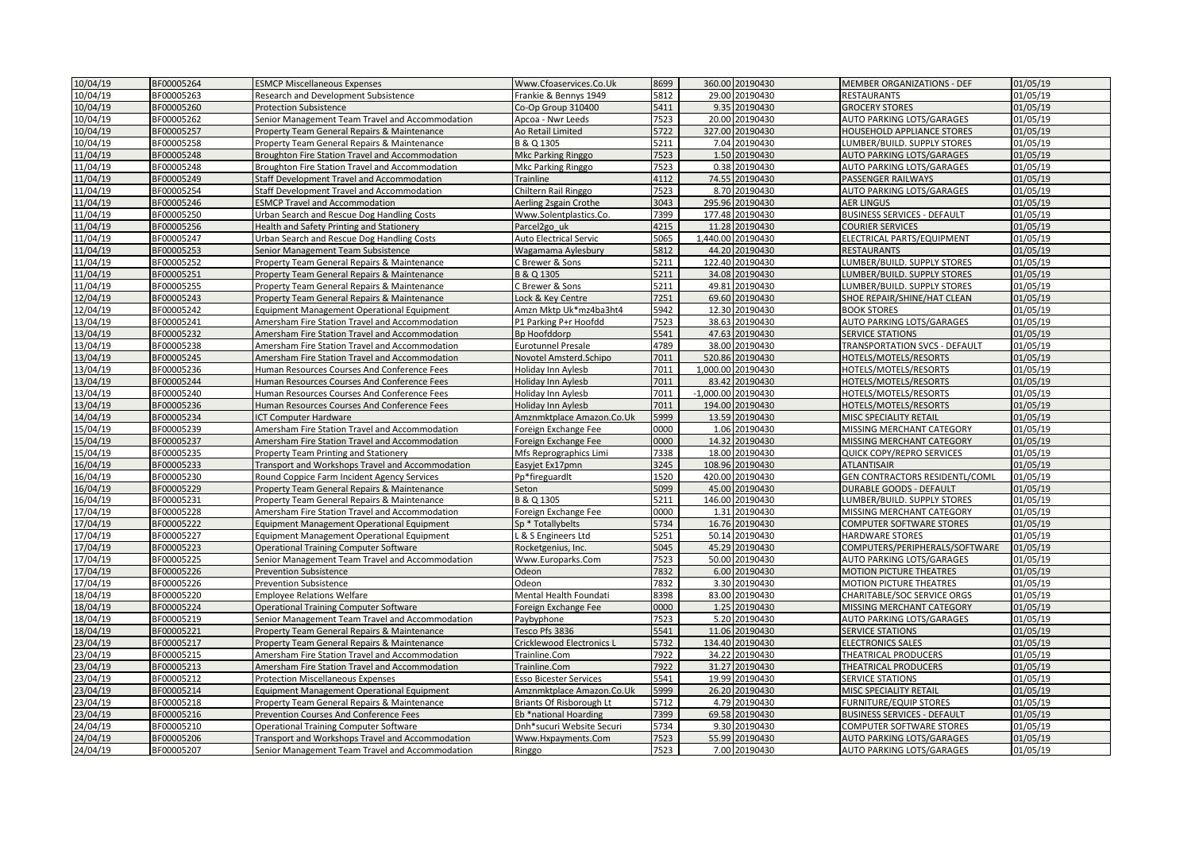| 10/04/19 | BF00005264 | ESMCP Miscellaneous Expenses | Www.Cfoaservices.Co.Uk | 8699 | 360.00 | 20190430 | MEMBER ORGANIZATIONS - DEF | 01/05/19 |
|---|---|---|---|---|---|---|---|---|
| 10/04/19 | BF00005263 | Research and Development Subsistence | Frankie & Bennys 1949 | 5812 | 29.00 | 20190430 | RESTAURANTS | 01/05/19 |
| 10/04/19 | BF00005260 | Protection Subsistence | Co-Op Group 310400 | 5411 | 9.35 | 20190430 | GROCERY STORES | 01/05/19 |
| 10/04/19 | BF00005262 | Senior Management Team Travel and Accommodation | Apcoa - Nwr Leeds | 7523 | 20.00 | 20190430 | AUTO PARKING LOTS/GARAGES | 01/05/19 |
| 10/04/19 | BF00005257 | Property Team General Repairs & Maintenance | Ao Retail Limited | 5722 | 327.00 | 20190430 | HOUSEHOLD APPLIANCE STORES | 01/05/19 |
| 10/04/19 | BF00005258 | Property Team General Repairs & Maintenance | B & Q 1305 | 5211 | 7.04 | 20190430 | LUMBER/BUILD. SUPPLY STORES | 01/05/19 |
| 11/04/19 | BF00005248 | Broughton Fire Station Travel and Accommodation | Mkc Parking Ringgo | 7523 | 1.50 | 20190430 | AUTO PARKING LOTS/GARAGES | 01/05/19 |
| 11/04/19 | BF00005248 | Broughton Fire Station Travel and Accommodation | Mkc Parking Ringgo | 7523 | 0.38 | 20190430 | AUTO PARKING LOTS/GARAGES | 01/05/19 |
| 11/04/19 | BF00005249 | Staff Development Travel and Accommodation | Trainline | 4112 | 74.55 | 20190430 | PASSENGER RAILWAYS | 01/05/19 |
| 11/04/19 | BF00005254 | Staff Development Travel and Accommodation | Chiltern Rail Ringgo | 7523 | 8.70 | 20190430 | AUTO PARKING LOTS/GARAGES | 01/05/19 |
| 11/04/19 | BF00005246 | ESMCP Travel and Accommodation | Aerling 2sgain Crothe | 3043 | 295.96 | 20190430 | AER LINGUS | 01/05/19 |
| 11/04/19 | BF00005250 | Urban Search and Rescue Dog Handling Costs | Www.Solentplastics.Co. | 7399 | 177.48 | 20190430 | BUSINESS SERVICES - DEFAULT | 01/05/19 |
| 11/04/19 | BF00005256 | Health and Safety Printing and Stationery | Parcel2go_uk | 4215 | 11.28 | 20190430 | COURIER SERVICES | 01/05/19 |
| 11/04/19 | BF00005247 | Urban Search and Rescue Dog Handling Costs | Auto Electrical Servic | 5065 | 1,440.00 | 20190430 | ELECTRICAL PARTS/EQUIPMENT | 01/05/19 |
| 11/04/19 | BF00005253 | Senior Management Team Subsistence | Wagamama Aylesbury | 5812 | 44.20 | 20190430 | RESTAURANTS | 01/05/19 |
| 11/04/19 | BF00005252 | Property Team General Repairs & Maintenance | C Brewer & Sons | 5211 | 122.40 | 20190430 | LUMBER/BUILD. SUPPLY STORES | 01/05/19 |
| 11/04/19 | BF00005251 | Property Team General Repairs & Maintenance | B & Q 1305 | 5211 | 34.08 | 20190430 | LUMBER/BUILD. SUPPLY STORES | 01/05/19 |
| 11/04/19 | BF00005255 | Property Team General Repairs & Maintenance | C Brewer & Sons | 5211 | 49.81 | 20190430 | LUMBER/BUILD. SUPPLY STORES | 01/05/19 |
| 12/04/19 | BF00005243 | Property Team General Repairs & Maintenance | Lock & Key Centre | 7251 | 69.60 | 20190430 | SHOE REPAIR/SHINE/HAT CLEAN | 01/05/19 |
| 12/04/19 | BF00005242 | Equipment Management Operational Equipment | Amzn Mktp Uk*mz4ba3ht4 | 5942 | 12.30 | 20190430 | BOOK STORES | 01/05/19 |
| 13/04/19 | BF00005241 | Amersham Fire Station Travel and Accommodation | P1 Parking P+r Hoofdd | 7523 | 38.63 | 20190430 | AUTO PARKING LOTS/GARAGES | 01/05/19 |
| 13/04/19 | BF00005232 | Amersham Fire Station Travel and Accommodation | Bp Hoofddorp | 5541 | 47.63 | 20190430 | SERVICE STATIONS | 01/05/19 |
| 13/04/19 | BF00005238 | Amersham Fire Station Travel and Accommodation | Eurotunnel Presale | 4789 | 38.00 | 20190430 | TRANSPORTATION SVCS - DEFAULT | 01/05/19 |
| 13/04/19 | BF00005245 | Amersham Fire Station Travel and Accommodation | Novotel Amsterd.Schipo | 7011 | 520.86 | 20190430 | HOTELS/MOTELS/RESORTS | 01/05/19 |
| 13/04/19 | BF00005236 | Human Resources Courses And Conference Fees | Holiday Inn Aylesb | 7011 | 1,000.00 | 20190430 | HOTELS/MOTELS/RESORTS | 01/05/19 |
| 13/04/19 | BF00005244 | Human Resources Courses And Conference Fees | Holiday Inn Aylesb | 7011 | 83.42 | 20190430 | HOTELS/MOTELS/RESORTS | 01/05/19 |
| 13/04/19 | BF00005240 | Human Resources Courses And Conference Fees | Holiday Inn Aylesb | 7011 | -1,000.00 | 20190430 | HOTELS/MOTELS/RESORTS | 01/05/19 |
| 13/04/19 | BF00005236 | Human Resources Courses And Conference Fees | Holiday Inn Aylesb | 7011 | 194.00 | 20190430 | HOTELS/MOTELS/RESORTS | 01/05/19 |
| 14/04/19 | BF00005234 | ICT Computer Hardware | Amznmktplace Amazon.Co.Uk | 5999 | 13.59 | 20190430 | MISC SPECIALITY RETAIL | 01/05/19 |
| 15/04/19 | BF00005239 | Amersham Fire Station Travel and Accommodation | Foreign Exchange Fee | 0000 | 1.06 | 20190430 | MISSING MERCHANT CATEGORY | 01/05/19 |
| 15/04/19 | BF00005237 | Amersham Fire Station Travel and Accommodation | Foreign Exchange Fee | 0000 | 14.32 | 20190430 | MISSING MERCHANT CATEGORY | 01/05/19 |
| 15/04/19 | BF00005235 | Property Team Printing and Stationery | Mfs Reprographics Limi | 7338 | 18.00 | 20190430 | QUICK COPY/REPRO SERVICES | 01/05/19 |
| 16/04/19 | BF00005233 | Transport and Workshops Travel and Accommodation | Easyjet Ex17pmn | 3245 | 108.96 | 20190430 | ATLANTISAIR | 01/05/19 |
| 16/04/19 | BF00005230 | Round Coppice Farm Incident Agency Services | Pp*fireguardlt | 1520 | 420.00 | 20190430 | GEN CONTRACTORS RESIDENTL/COML | 01/05/19 |
| 16/04/19 | BF00005229 | Property Team General Repairs & Maintenance | Seton | 5099 | 45.00 | 20190430 | DURABLE GOODS - DEFAULT | 01/05/19 |
| 16/04/19 | BF00005231 | Property Team General Repairs & Maintenance | B & Q 1305 | 5211 | 146.00 | 20190430 | LUMBER/BUILD. SUPPLY STORES | 01/05/19 |
| 17/04/19 | BF00005228 | Amersham Fire Station Travel and Accommodation | Foreign Exchange Fee | 0000 | 1.31 | 20190430 | MISSING MERCHANT CATEGORY | 01/05/19 |
| 17/04/19 | BF00005222 | Equipment Management Operational Equipment | Sp * Totallybelts | 5734 | 16.76 | 20190430 | COMPUTER SOFTWARE STORES | 01/05/19 |
| 17/04/19 | BF00005227 | Equipment Management Operational Equipment | L & S Engineers Ltd | 5251 | 50.14 | 20190430 | HARDWARE STORES | 01/05/19 |
| 17/04/19 | BF00005223 | Operational Training Computer Software | Rocketgenius, Inc. | 5045 | 45.29 | 20190430 | COMPUTERS/PERIPHERALS/SOFTWARE | 01/05/19 |
| 17/04/19 | BF00005225 | Senior Management Team Travel and Accommodation | Www.Europarks.Com | 7523 | 50.00 | 20190430 | AUTO PARKING LOTS/GARAGES | 01/05/19 |
| 17/04/19 | BF00005226 | Prevention Subsistence | Odeon | 7832 | 6.00 | 20190430 | MOTION PICTURE THEATRES | 01/05/19 |
| 17/04/19 | BF00005226 | Prevention Subsistence | Odeon | 7832 | 3.30 | 20190430 | MOTION PICTURE THEATRES | 01/05/19 |
| 18/04/19 | BF00005220 | Employee Relations Welfare | Mental Health Foundati | 8398 | 83.00 | 20190430 | CHARITABLE/SOC SERVICE ORGS | 01/05/19 |
| 18/04/19 | BF00005224 | Operational Training Computer Software | Foreign Exchange Fee | 0000 | 1.25 | 20190430 | MISSING MERCHANT CATEGORY | 01/05/19 |
| 18/04/19 | BF00005219 | Senior Management Team Travel and Accommodation | Paybyphone | 7523 | 5.20 | 20190430 | AUTO PARKING LOTS/GARAGES | 01/05/19 |
| 18/04/19 | BF00005221 | Property Team General Repairs & Maintenance | Tesco Pfs 3836 | 5541 | 11.06 | 20190430 | SERVICE STATIONS | 01/05/19 |
| 23/04/19 | BF00005217 | Property Team General Repairs & Maintenance | Cricklewood Electronics L | 5732 | 134.40 | 20190430 | ELECTRONICS SALES | 01/05/19 |
| 23/04/19 | BF00005215 | Amersham Fire Station Travel and Accommodation | Trainline.Com | 7922 | 34.22 | 20190430 | THEATRICAL PRODUCERS | 01/05/19 |
| 23/04/19 | BF00005213 | Amersham Fire Station Travel and Accommodation | Trainline.Com | 7922 | 31.27 | 20190430 | THEATRICAL PRODUCERS | 01/05/19 |
| 23/04/19 | BF00005212 | Protection Miscellaneous Expenses | Esso Bicester Services | 5541 | 19.99 | 20190430 | SERVICE STATIONS | 01/05/19 |
| 23/04/19 | BF00005214 | Equipment Management Operational Equipment | Amznmktplace Amazon.Co.Uk | 5999 | 26.20 | 20190430 | MISC SPECIALITY RETAIL | 01/05/19 |
| 23/04/19 | BF00005218 | Property Team General Repairs & Maintenance | Briants Of Risborough Lt | 5712 | 4.79 | 20190430 | FURNITURE/EQUIP STORES | 01/05/19 |
| 23/04/19 | BF00005216 | Prevention Courses And Conference Fees | Eb *national Hoarding | 7399 | 69.58 | 20190430 | BUSINESS SERVICES - DEFAULT | 01/05/19 |
| 24/04/19 | BF00005210 | Operational Training Computer Software | Dnh*sucuri Website Securi | 5734 | 9.30 | 20190430 | COMPUTER SOFTWARE STORES | 01/05/19 |
| 24/04/19 | BF00005206 | Transport and Workshops Travel and Accommodation | Www.Hxpayments.Com | 7523 | 55.99 | 20190430 | AUTO PARKING LOTS/GARAGES | 01/05/19 |
| 24/04/19 | BF00005207 | Senior Management Team Travel and Accommodation | Ringgo | 7523 | 7.00 | 20190430 | AUTO PARKING LOTS/GARAGES | 01/05/19 |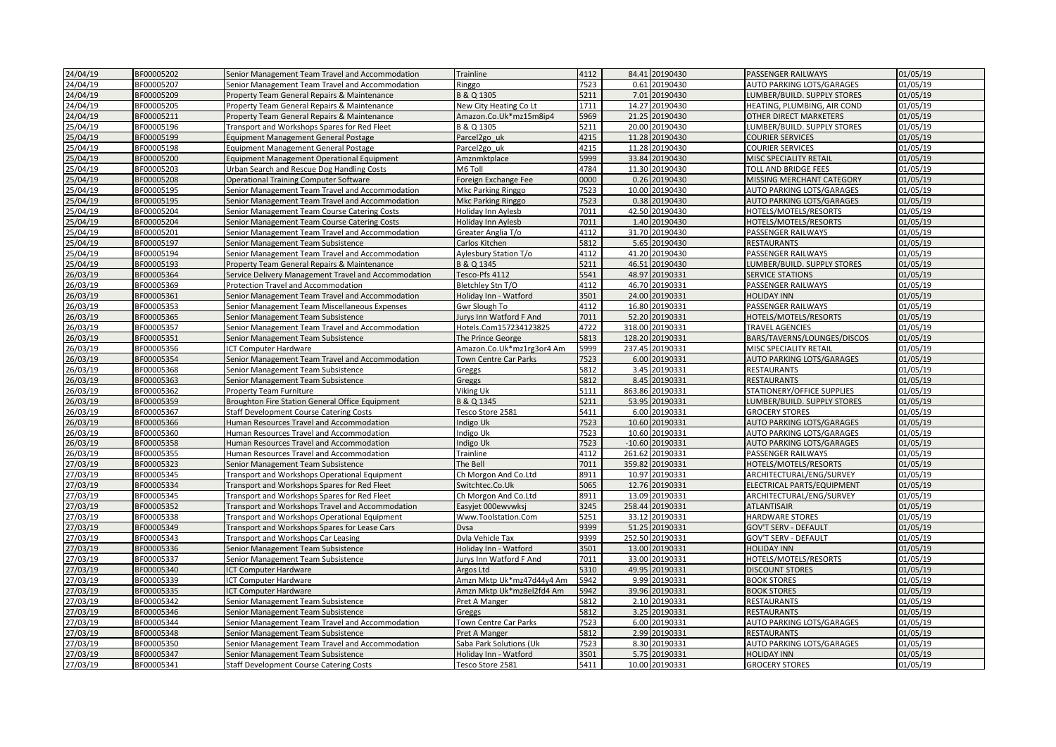| 24/04/19 | BF00005202 | Senior Management Team Travel and Accommodation | Trainline | 4112 | 84.41 | 20190430 | PASSENGER RAILWAYS | 01/05/19 |
|---|---|---|---|---|---|---|---|---|
| 24/04/19 | BF00005207 | Senior Management Team Travel and Accommodation | Ringgo | 7523 | 0.61 | 20190430 | AUTO PARKING LOTS/GARAGES | 01/05/19 |
| 24/04/19 | BF00005209 | Property Team General Repairs & Maintenance | B & Q 1305 | 5211 | 7.01 | 20190430 | LUMBER/BUILD. SUPPLY STORES | 01/05/19 |
| 24/04/19 | BF00005205 | Property Team General Repairs & Maintenance | New City Heating Co Lt | 1711 | 14.27 | 20190430 | HEATING, PLUMBING, AIR COND | 01/05/19 |
| 24/04/19 | BF00005211 | Property Team General Repairs & Maintenance | Amazon.Co.Uk*mz15m8ip4 | 5969 | 21.25 | 20190430 | OTHER DIRECT MARKETERS | 01/05/19 |
| 25/04/19 | BF00005196 | Transport and Workshops Spares for Red Fleet | B & Q 1305 | 5211 | 20.00 | 20190430 | LUMBER/BUILD. SUPPLY STORES | 01/05/19 |
| 25/04/19 | BF00005199 | Equipment Management General Postage | Parcel2go_uk | 4215 | 11.28 | 20190430 | COURIER SERVICES | 01/05/19 |
| 25/04/19 | BF00005198 | Equipment Management General Postage | Parcel2go_uk | 4215 | 11.28 | 20190430 | COURIER SERVICES | 01/05/19 |
| 25/04/19 | BF00005200 | Equipment Management Operational Equipment | Amznmktplace | 5999 | 33.84 | 20190430 | MISC SPECIALITY RETAIL | 01/05/19 |
| 25/04/19 | BF00005203 | Urban Search and Rescue Dog Handling Costs | M6 Toll | 4784 | 11.30 | 20190430 | TOLL AND BRIDGE FEES | 01/05/19 |
| 25/04/19 | BF00005208 | Operational Training Computer Software | Foreign Exchange Fee | 0000 | 0.26 | 20190430 | MISSING MERCHANT CATEGORY | 01/05/19 |
| 25/04/19 | BF00005195 | Senior Management Team Travel and Accommodation | Mkc Parking Ringgo | 7523 | 10.00 | 20190430 | AUTO PARKING LOTS/GARAGES | 01/05/19 |
| 25/04/19 | BF00005195 | Senior Management Team Travel and Accommodation | Mkc Parking Ringgo | 7523 | 0.38 | 20190430 | AUTO PARKING LOTS/GARAGES | 01/05/19 |
| 25/04/19 | BF00005204 | Senior Management Team Course Catering Costs | Holiday Inn Aylesb | 7011 | 42.50 | 20190430 | HOTELS/MOTELS/RESORTS | 01/05/19 |
| 25/04/19 | BF00005204 | Senior Management Team Course Catering Costs | Holiday Inn Aylesb | 7011 | 1.40 | 20190430 | HOTELS/MOTELS/RESORTS | 01/05/19 |
| 25/04/19 | BF00005201 | Senior Management Team Travel and Accommodation | Greater Anglia T/o | 4112 | 31.70 | 20190430 | PASSENGER RAILWAYS | 01/05/19 |
| 25/04/19 | BF00005197 | Senior Management Team Subsistence | Carlos Kitchen | 5812 | 5.65 | 20190430 | RESTAURANTS | 01/05/19 |
| 25/04/19 | BF00005194 | Senior Management Team Travel and Accommodation | Aylesbury Station T/o | 4112 | 41.20 | 20190430 | PASSENGER RAILWAYS | 01/05/19 |
| 25/04/19 | BF00005193 | Property Team General Repairs & Maintenance | B & Q 1345 | 5211 | 46.51 | 20190430 | LUMBER/BUILD. SUPPLY STORES | 01/05/19 |
| 26/03/19 | BF00005364 | Service Delivery Management Travel and Accommodation | Tesco-Pfs 4112 | 5541 | 48.97 | 20190331 | SERVICE STATIONS | 01/05/19 |
| 26/03/19 | BF00005369 | Protection Travel and Accommodation | Bletchley Stn T/O | 4112 | 46.70 | 20190331 | PASSENGER RAILWAYS | 01/05/19 |
| 26/03/19 | BF00005361 | Senior Management Team Travel and Accommodation | Holiday Inn - Watford | 3501 | 24.00 | 20190331 | HOLIDAY INN | 01/05/19 |
| 26/03/19 | BF00005353 | Senior Management Team Miscellaneous Expenses | Gwr Slough To | 4112 | 16.80 | 20190331 | PASSENGER RAILWAYS | 01/05/19 |
| 26/03/19 | BF00005365 | Senior Management Team Subsistence | Jurys Inn Watford F And | 7011 | 52.20 | 20190331 | HOTELS/MOTELS/RESORTS | 01/05/19 |
| 26/03/19 | BF00005357 | Senior Management Team Travel and Accommodation | Hotels.Com157234123825 | 4722 | 318.00 | 20190331 | TRAVEL AGENCIES | 01/05/19 |
| 26/03/19 | BF00005351 | Senior Management Team Subsistence | The Prince George | 5813 | 128.20 | 20190331 | BARS/TAVERNS/LOUNGES/DISCOS | 01/05/19 |
| 26/03/19 | BF00005356 | ICT Computer Hardware | Amazon.Co.Uk*mz1rg3or4 Am | 5999 | 237.45 | 20190331 | MISC SPECIALITY RETAIL | 01/05/19 |
| 26/03/19 | BF00005354 | Senior Management Team Travel and Accommodation | Town Centre Car Parks | 7523 | 6.00 | 20190331 | AUTO PARKING LOTS/GARAGES | 01/05/19 |
| 26/03/19 | BF00005368 | Senior Management Team Subsistence | Greggs | 5812 | 3.45 | 20190331 | RESTAURANTS | 01/05/19 |
| 26/03/19 | BF00005363 | Senior Management Team Subsistence | Greggs | 5812 | 8.45 | 20190331 | RESTAURANTS | 01/05/19 |
| 26/03/19 | BF00005362 | Property Team Furniture | Viking Uk | 5111 | 863.86 | 20190331 | STATIONERY/OFFICE SUPPLIES | 01/05/19 |
| 26/03/19 | BF00005359 | Broughton Fire Station General Office Equipment | B & Q 1345 | 5211 | 53.95 | 20190331 | LUMBER/BUILD. SUPPLY STORES | 01/05/19 |
| 26/03/19 | BF00005367 | Staff Development Course Catering Costs | Tesco Store 2581 | 5411 | 6.00 | 20190331 | GROCERY STORES | 01/05/19 |
| 26/03/19 | BF00005366 | Human Resources Travel and Accommodation | Indigo Uk | 7523 | 10.60 | 20190331 | AUTO PARKING LOTS/GARAGES | 01/05/19 |
| 26/03/19 | BF00005360 | Human Resources Travel and Accommodation | Indigo Uk | 7523 | 10.60 | 20190331 | AUTO PARKING LOTS/GARAGES | 01/05/19 |
| 26/03/19 | BF00005358 | Human Resources Travel and Accommodation | Indigo Uk | 7523 | -10.60 | 20190331 | AUTO PARKING LOTS/GARAGES | 01/05/19 |
| 26/03/19 | BF00005355 | Human Resources Travel and Accommodation | Trainline | 4112 | 261.62 | 20190331 | PASSENGER RAILWAYS | 01/05/19 |
| 27/03/19 | BF00005323 | Senior Management Team Subsistence | The Bell | 7011 | 359.82 | 20190331 | HOTELS/MOTELS/RESORTS | 01/05/19 |
| 27/03/19 | BF00005345 | Transport and Workshops Operational Equipment | Ch Morgon And Co.Ltd | 8911 | 10.97 | 20190331 | ARCHITECTURAL/ENG/SURVEY | 01/05/19 |
| 27/03/19 | BF00005334 | Transport and Workshops Spares for Red Fleet | Switchtec.Co.Uk | 5065 | 12.76 | 20190331 | ELECTRICAL PARTS/EQUIPMENT | 01/05/19 |
| 27/03/19 | BF00005345 | Transport and Workshops Spares for Red Fleet | Ch Morgon And Co.Ltd | 8911 | 13.09 | 20190331 | ARCHITECTURAL/ENG/SURVEY | 01/05/19 |
| 27/03/19 | BF00005352 | Transport and Workshops Travel and Accommodation | Easyjet 000ewvwksj | 3245 | 258.44 | 20190331 | ATLANTISAIR | 01/05/19 |
| 27/03/19 | BF00005338 | Transport and Workshops Operational Equipment | Www.Toolstation.Com | 5251 | 33.12 | 20190331 | HARDWARE STORES | 01/05/19 |
| 27/03/19 | BF00005349 | Transport and Workshops Spares for Lease Cars | Dvsa | 9399 | 51.25 | 20190331 | GOV'T SERV - DEFAULT | 01/05/19 |
| 27/03/19 | BF00005343 | Transport and Workshops Car Leasing | Dvla Vehicle Tax | 9399 | 252.50 | 20190331 | GOV'T SERV - DEFAULT | 01/05/19 |
| 27/03/19 | BF00005336 | Senior Management Team Subsistence | Holiday Inn - Watford | 3501 | 13.00 | 20190331 | HOLIDAY INN | 01/05/19 |
| 27/03/19 | BF00005337 | Senior Management Team Subsistence | Jurys Inn Watford F And | 7011 | 33.00 | 20190331 | HOTELS/MOTELS/RESORTS | 01/05/19 |
| 27/03/19 | BF00005340 | ICT Computer Hardware | Argos Ltd | 5310 | 49.95 | 20190331 | DISCOUNT STORES | 01/05/19 |
| 27/03/19 | BF00005339 | ICT Computer Hardware | Amzn Mktp Uk*mz47d44y4 Am | 5942 | 9.99 | 20190331 | BOOK STORES | 01/05/19 |
| 27/03/19 | BF00005335 | ICT Computer Hardware | Amzn Mktp Uk*mz8el2fd4 Am | 5942 | 39.96 | 20190331 | BOOK STORES | 01/05/19 |
| 27/03/19 | BF00005342 | Senior Management Team Subsistence | Pret A Manger | 5812 | 2.10 | 20190331 | RESTAURANTS | 01/05/19 |
| 27/03/19 | BF00005346 | Senior Management Team Subsistence | Greggs | 5812 | 3.25 | 20190331 | RESTAURANTS | 01/05/19 |
| 27/03/19 | BF00005344 | Senior Management Team Travel and Accommodation | Town Centre Car Parks | 7523 | 6.00 | 20190331 | AUTO PARKING LOTS/GARAGES | 01/05/19 |
| 27/03/19 | BF00005348 | Senior Management Team Subsistence | Pret A Manger | 5812 | 2.99 | 20190331 | RESTAURANTS | 01/05/19 |
| 27/03/19 | BF00005350 | Senior Management Team Travel and Accommodation | Saba Park Solutions (Uk | 7523 | 8.30 | 20190331 | AUTO PARKING LOTS/GARAGES | 01/05/19 |
| 27/03/19 | BF00005347 | Senior Management Team Subsistence | Holiday Inn - Watford | 3501 | 5.75 | 20190331 | HOLIDAY INN | 01/05/19 |
| 27/03/19 | BF00005341 | Staff Development Course Catering Costs | Tesco Store 2581 | 5411 | 10.00 | 20190331 | GROCERY STORES | 01/05/19 |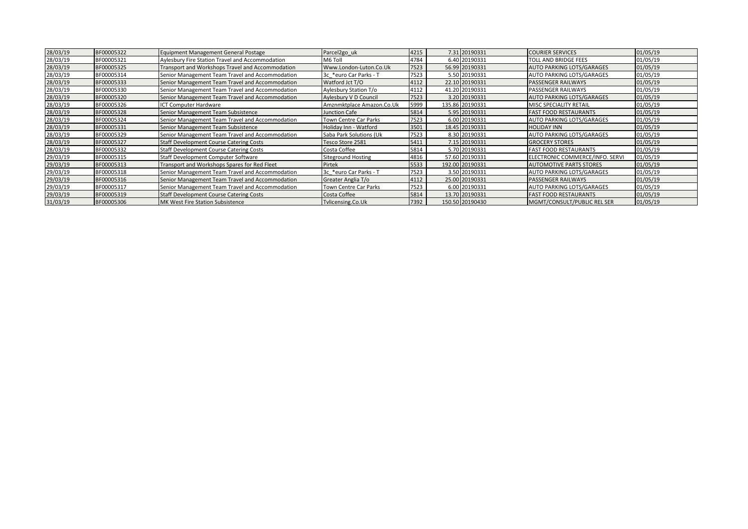| | | | | | | | | |
|---|---|---|---|---|---|---|---|---|
| 28/03/19 | BF00005322 | Equipment Management General Postage | Parcel2go_uk | 4215 | 7.31 | 20190331 | COURIER SERVICES | 01/05/19 |
| 28/03/19 | BF00005321 | Aylesbury Fire Station Travel and Accommodation | M6 Toll | 4784 | 6.40 | 20190331 | TOLL AND BRIDGE FEES | 01/05/19 |
| 28/03/19 | BF00005325 | Transport and Workshops Travel and Accommodation | Www.London-Luton.Co.Uk | 7523 | 56.99 | 20190331 | AUTO PARKING LOTS/GARAGES | 01/05/19 |
| 28/03/19 | BF00005314 | Senior Management Team Travel and Accommodation | 3c_*euro Car Parks - T | 7523 | 5.50 | 20190331 | AUTO PARKING LOTS/GARAGES | 01/05/19 |
| 28/03/19 | BF00005333 | Senior Management Team Travel and Accommodation | Watford Jct T/O | 4112 | 22.10 | 20190331 | PASSENGER RAILWAYS | 01/05/19 |
| 28/03/19 | BF00005330 | Senior Management Team Travel and Accommodation | Aylesbury Station T/o | 4112 | 41.20 | 20190331 | PASSENGER RAILWAYS | 01/05/19 |
| 28/03/19 | BF00005320 | Senior Management Team Travel and Accommodation | Aylesbury V D Council | 7523 | 3.20 | 20190331 | AUTO PARKING LOTS/GARAGES | 01/05/19 |
| 28/03/19 | BF00005326 | ICT Computer Hardware | Amznmktplace Amazon.Co.Uk | 5999 | 135.86 | 20190331 | MISC SPECIALITY RETAIL | 01/05/19 |
| 28/03/19 | BF00005328 | Senior Management Team Subsistence | Junction Cafe | 5814 | 5.95 | 20190331 | FAST FOOD RESTAURANTS | 01/05/19 |
| 28/03/19 | BF00005324 | Senior Management Team Travel and Accommodation | Town Centre Car Parks | 7523 | 6.00 | 20190331 | AUTO PARKING LOTS/GARAGES | 01/05/19 |
| 28/03/19 | BF00005331 | Senior Management Team Subsistence | Holiday Inn - Watford | 3501 | 18.45 | 20190331 | HOLIDAY INN | 01/05/19 |
| 28/03/19 | BF00005329 | Senior Management Team Travel and Accommodation | Saba Park Solutions (Uk | 7523 | 8.30 | 20190331 | AUTO PARKING LOTS/GARAGES | 01/05/19 |
| 28/03/19 | BF00005327 | Staff Development Course Catering Costs | Tesco Store 2581 | 5411 | 7.15 | 20190331 | GROCERY STORES | 01/05/19 |
| 28/03/19 | BF00005332 | Staff Development Course Catering Costs | Costa Coffee | 5814 | 5.70 | 20190331 | FAST FOOD RESTAURANTS | 01/05/19 |
| 29/03/19 | BF00005315 | Staff Development Computer Software | Siteground Hosting | 4816 | 57.60 | 20190331 | ELECTRONIC COMMERCE/INFO. SERVI | 01/05/19 |
| 29/03/19 | BF00005313 | Transport and Workshops Spares for Red Fleet | Pirtek | 5533 | 192.00 | 20190331 | AUTOMOTIVE PARTS STORES | 01/05/19 |
| 29/03/19 | BF00005318 | Senior Management Team Travel and Accommodation | 3c_*euro Car Parks - T | 7523 | 3.50 | 20190331 | AUTO PARKING LOTS/GARAGES | 01/05/19 |
| 29/03/19 | BF00005316 | Senior Management Team Travel and Accommodation | Greater Anglia T/o | 4112 | 25.00 | 20190331 | PASSENGER RAILWAYS | 01/05/19 |
| 29/03/19 | BF00005317 | Senior Management Team Travel and Accommodation | Town Centre Car Parks | 7523 | 6.00 | 20190331 | AUTO PARKING LOTS/GARAGES | 01/05/19 |
| 29/03/19 | BF00005319 | Staff Development Course Catering Costs | Costa Coffee | 5814 | 13.70 | 20190331 | FAST FOOD RESTAURANTS | 01/05/19 |
| 31/03/19 | BF00005306 | MK West Fire Station Subsistence | Tvlicensing.Co.Uk | 7392 | 150.50 | 20190430 | MGMT/CONSULT/PUBLIC REL SER | 01/05/19 |